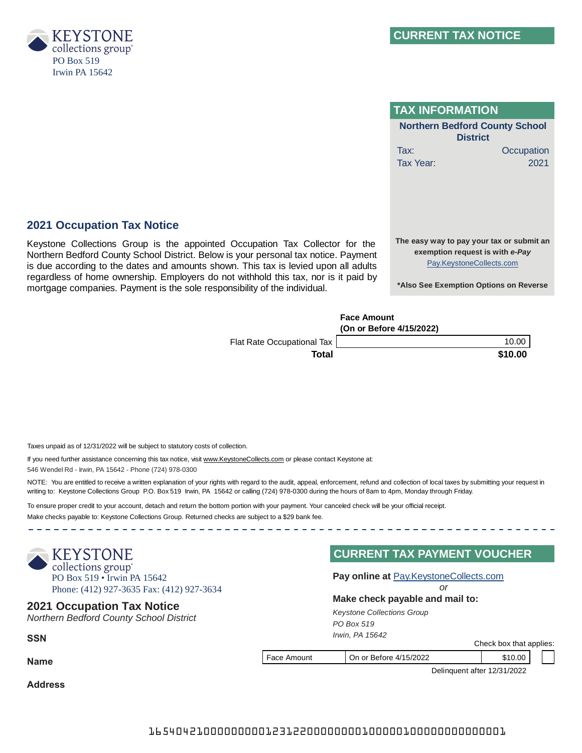KEYSTONE
collections group®
PO Box 519
Irwin PA 15642

## CURRENT TAX NOTICE

## TAX INFORMATION

**Northern Bedford County School District**

| | |
|---|---|
| Tax: | Occupation |
| Tax Year: | 2021 |

**The easy way to pay your tax or submit an exemption request is with *e-Pay***
Pay.KeystoneCollects.com

***Also See Exemption Options on Reverse**

## 2021 Occupation Tax Notice

Keystone Collections Group is the appointed Occupation Tax Collector for the Northern Bedford County School District. Below is your personal tax notice. Payment is due according to the dates and amounts shown. This tax is levied upon all adults regardless of home ownership. Employers do not withhold this tax, nor is it paid by mortgage companies. Payment is the sole responsibility of the individual.

| | Face Amount (On or Before 4/15/2022) |
|---|---|
| Flat Rate Occupational Tax | 10.00 |
| **Total** | **$10.00** |

Taxes unpaid as of 12/31/2022 will be subject to statutory costs of collection.

If you need further assistance concerning this tax notice, visit www.KeystoneCollects.com or please contact Keystone at:
546 Wendel Rd - Irwin, PA 15642 - Phone (724) 978-0300

NOTE: You are entitled to receive a written explanation of your rights with regard to the audit, appeal, enforcement, refund and collection of local taxes by submitting your request in writing to: Keystone Collections Group P.O. Box 519 Irwin, PA 15642 or calling (724) 978-0300 during the hours of 8am to 4pm, Monday through Friday.

To ensure proper credit to your account, detach and return the bottom portion with your payment. Your canceled check will be your official receipt.
Make checks payable to: Keystone Collections Group. Returned checks are subject to a $29 bank fee.

---

KEYSTONE
collections group®
PO Box 519 • Irwin PA 15642
Phone: (412) 927-3635 Fax: (412) 927-3634

## 2021 Occupation Tax Notice

*Northern Bedford County School District*

**SSN**

**Name**

**Address**

## CURRENT TAX PAYMENT VOUCHER

**Pay online at** Pay.KeystoneCollects.com

*or*

**Make check payable and mail to:**

*Keystone Collections Group*
*PO Box 519*
*Irwin, PA 15642*

Check box that applies:

| Face Amount | On or Before 4/15/2022 | $10.00 | ☐ |
|---|---|---|---|

Delinquent after 12/31/2022

1654042100000000012312200000000100000100000000000001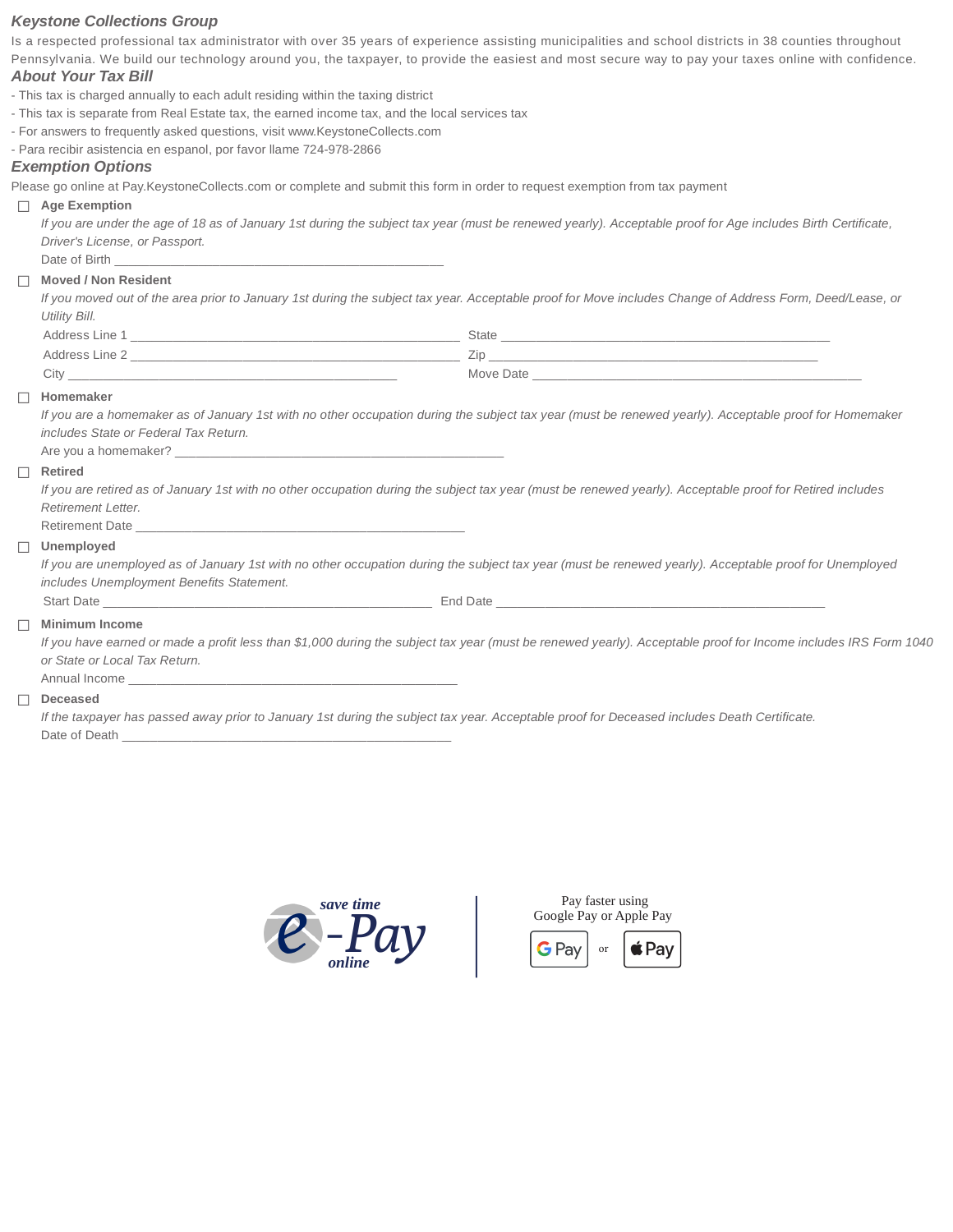### *Keystone Collections Group*

Is a respected professional tax administrator with over 35 years of experience assisting municipalities and school districts in 38 counties throughout Pennsylvania. We build our technology around you, the taxpayer, to provide the easiest and most secure way to pay your taxes online with confidence.

### *About Your Tax Bill*

- This tax is charged annually to each adult residing within the taxing district
- This tax is separate from Real Estate tax, the earned income tax, and the local services tax
- For answers to frequently asked questions, visit www.KeystoneCollects.com
- Para recibir asistencia en espanol, por favor llame 724-978-2866

### *Exemption Options*

Please go online at Pay.KeystoneCollects.com or complete and submit this form in order to request exemption from tax payment

☐ **Age Exemption**

*If you are under the age of 18 as of January 1st during the subject tax year (must be renewed yearly). Acceptable proof for Age includes Birth Certificate, Driver's License, or Passport.*

Date of Birth ________________________________________________

☐ **Moved / Non Resident**

*If you moved out of the area prior to January 1st during the subject tax year. Acceptable proof for Move includes Change of Address Form, Deed/Lease, or Utility Bill.*

Address Line 1 ________________________________________________ State ________________________________________________

Address Line 2 ________________________________________________ Zip ________________________________________________

City ________________________________________________ Move Date ________________________________________________

☐ **Homemaker**

*If you are a homemaker as of January 1st with no other occupation during the subject tax year (must be renewed yearly). Acceptable proof for Homemaker includes State or Federal Tax Return.*

Are you a homemaker? ________________________________________________

☐ **Retired**

*If you are retired as of January 1st with no other occupation during the subject tax year (must be renewed yearly). Acceptable proof for Retired includes Retirement Letter.*

Retirement Date ________________________________________________

☐ **Unemployed**

*If you are unemployed as of January 1st with no other occupation during the subject tax year (must be renewed yearly). Acceptable proof for Unemployed includes Unemployment Benefits Statement.*

Start Date ________________________________________________ End Date ________________________________________________

☐ **Minimum Income**

*If you have earned or made a profit less than $1,000 during the subject tax year (must be renewed yearly). Acceptable proof for Income includes IRS Form 1040 or State or Local Tax Return.*

Annual Income ________________________________________________

☐ **Deceased**

*If the taxpayer has passed away prior to January 1st during the subject tax year. Acceptable proof for Deceased includes Death Certificate.*

Date of Death ________________________________________________

save time e-Pay online

Pay faster using Google Pay or Apple Pay

G Pay or Apple Pay